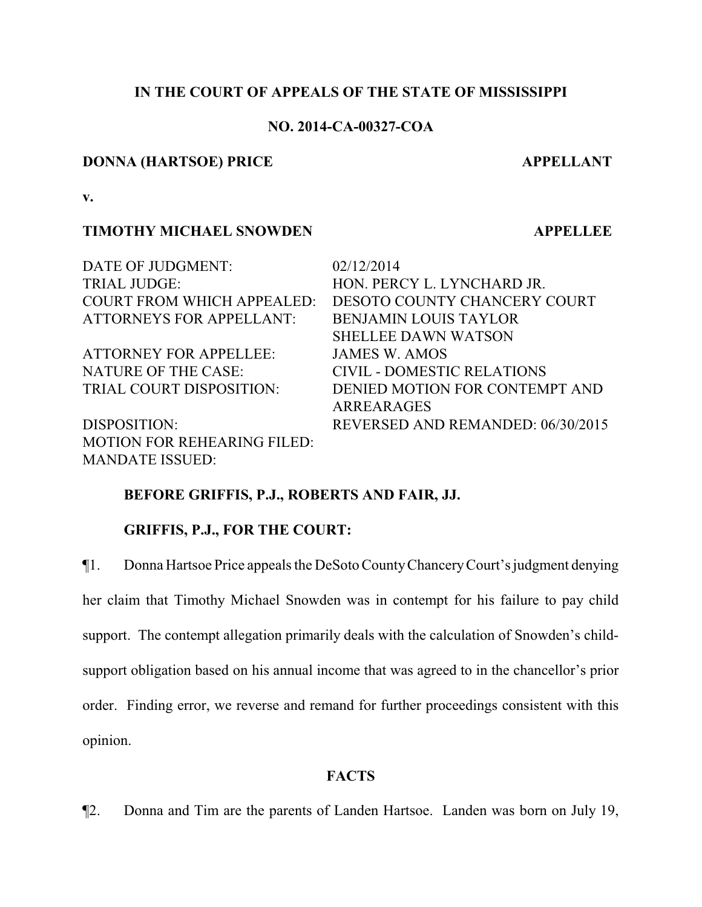**IN THE COURT OF APPEALS OF THE STATE OF MISSISSIPPI**

**NO. 2014-CA-00327-COA**

**DONNA (HARTSOE) PRICE** **APPELLANT**

**v.**

**TIMOTHY MICHAEL SNOWDEN** **APPELLEE**

| | |
|---|---|
| DATE OF JUDGMENT: | 02/12/2014 |
| TRIAL JUDGE: | HON. PERCY L. LYNCHARD JR. |
| COURT FROM WHICH APPEALED: | DESOTO COUNTY CHANCERY COURT |
| ATTORNEYS FOR APPELLANT: | BENJAMIN LOUIS TAYLOR<br>SHELLEE DAWN WATSON |
| ATTORNEY FOR APPELLEE: | JAMES W. AMOS |
| NATURE OF THE CASE: | CIVIL - DOMESTIC RELATIONS |
| TRIAL COURT DISPOSITION: | DENIED MOTION FOR CONTEMPT AND ARREARAGES |
| DISPOSITION: | REVERSED AND REMANDED: 06/30/2015 |
| MOTION FOR REHEARING FILED: | |
| MANDATE ISSUED: | |

**BEFORE GRIFFIS, P.J., ROBERTS AND FAIR, JJ.**

**GRIFFIS, P.J., FOR THE COURT:**

¶1. Donna Hartsoe Price appeals the DeSoto County Chancery Court's judgment denying her claim that Timothy Michael Snowden was in contempt for his failure to pay child support. The contempt allegation primarily deals with the calculation of Snowden's child-support obligation based on his annual income that was agreed to in the chancellor's prior order. Finding error, we reverse and remand for further proceedings consistent with this opinion.

## FACTS

¶2. Donna and Tim are the parents of Landen Hartsoe. Landen was born on July 19,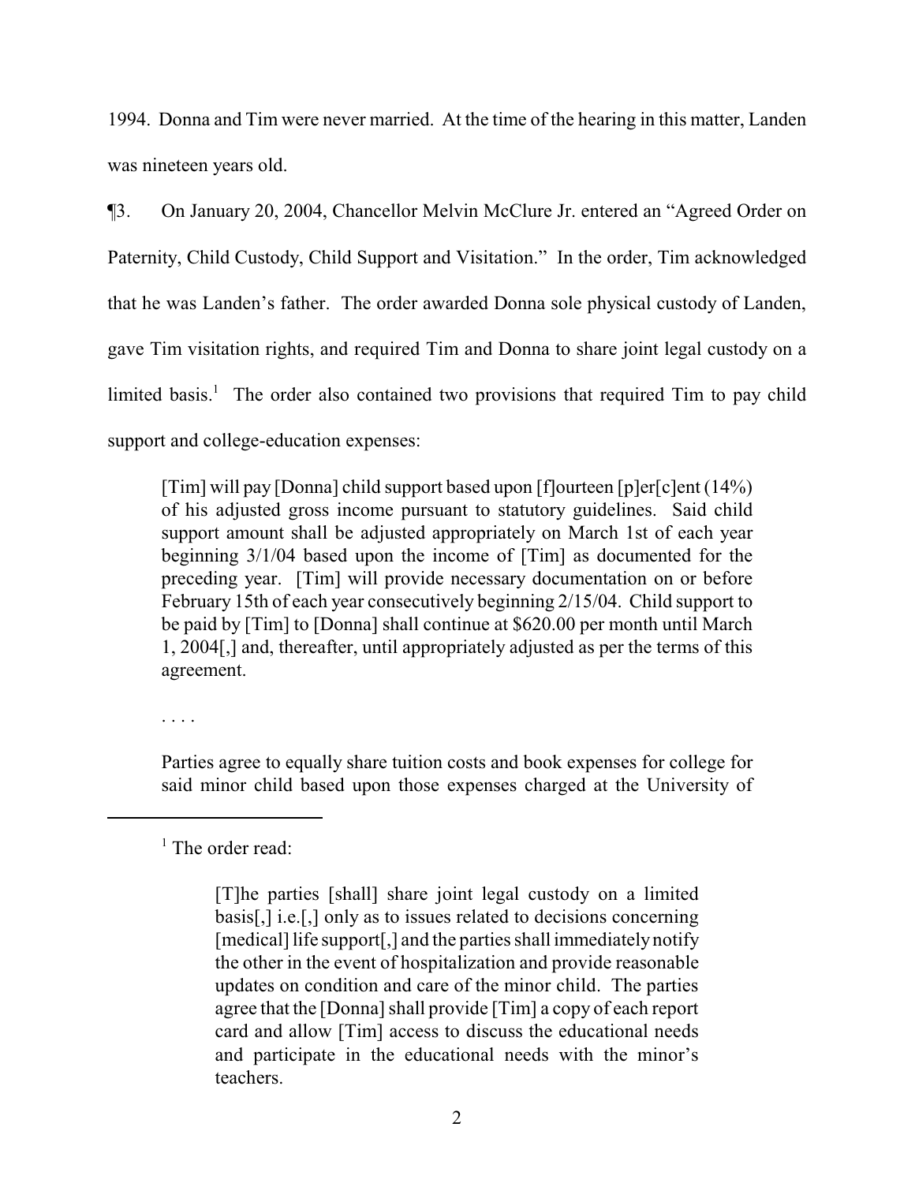1994. Donna and Tim were never married. At the time of the hearing in this matter, Landen was nineteen years old.

¶3. On January 20, 2004, Chancellor Melvin McClure Jr. entered an "Agreed Order on Paternity, Child Custody, Child Support and Visitation." In the order, Tim acknowledged that he was Landen's father. The order awarded Donna sole physical custody of Landen, gave Tim visitation rights, and required Tim and Donna to share joint legal custody on a limited basis.[1] The order also contained two provisions that required Tim to pay child support and college-education expenses:

> [Tim] will pay [Donna] child support based upon [f]ourteen [p]er[c]ent (14%) of his adjusted gross income pursuant to statutory guidelines. Said child support amount shall be adjusted appropriately on March 1st of each year beginning 3/1/04 based upon the income of [Tim] as documented for the preceding year. [Tim] will provide necessary documentation on or before February 15th of each year consecutively beginning 2/15/04. Child support to be paid by [Tim] to [Donna] shall continue at $620.00 per month until March 1, 2004[,] and, thereafter, until appropriately adjusted as per the terms of this agreement.
>
> . . . .
>
> Parties agree to equally share tuition costs and book expenses for college for said minor child based upon those expenses charged at the University of

---

[1] The order read:

> [T]he parties [shall] share joint legal custody on a limited basis[,] i.e.[,] only as to issues related to decisions concerning [medical] life support[,] and the parties shall immediately notify the other in the event of hospitalization and provide reasonable updates on condition and care of the minor child. The parties agree that the [Donna] shall provide [Tim] a copy of each report card and allow [Tim] access to discuss the educational needs and participate in the educational needs with the minor's teachers.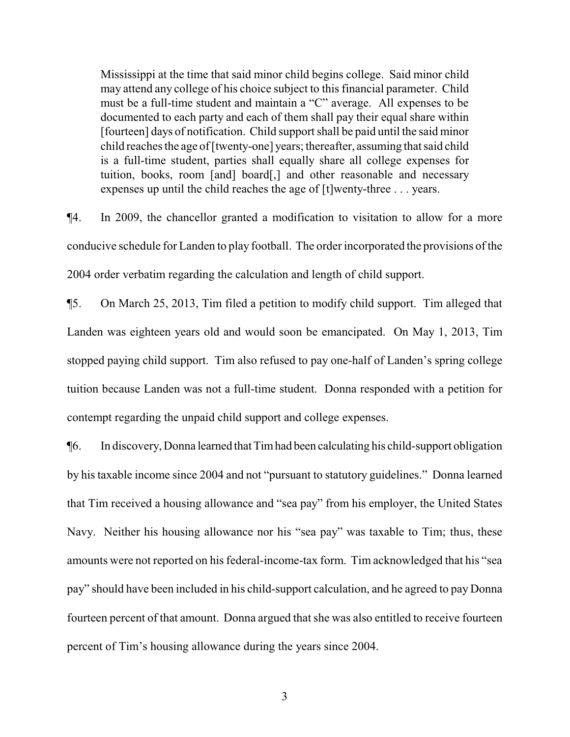> Mississippi at the time that said minor child begins college. Said minor child may attend any college of his choice subject to this financial parameter. Child must be a full-time student and maintain a "C" average. All expenses to be documented to each party and each of them shall pay their equal share within [fourteen] days of notification. Child support shall be paid until the said minor child reaches the age of [twenty-one] years; thereafter, assuming that said child is a full-time student, parties shall equally share all college expenses for tuition, books, room [and] board[,] and other reasonable and necessary expenses up until the child reaches the age of [t]wenty-three . . . years.

¶4. In 2009, the chancellor granted a modification to visitation to allow for a more conducive schedule for Landen to play football. The order incorporated the provisions of the 2004 order verbatim regarding the calculation and length of child support.

¶5. On March 25, 2013, Tim filed a petition to modify child support. Tim alleged that Landen was eighteen years old and would soon be emancipated. On May 1, 2013, Tim stopped paying child support. Tim also refused to pay one-half of Landen's spring college tuition because Landen was not a full-time student. Donna responded with a petition for contempt regarding the unpaid child support and college expenses.

¶6. In discovery, Donna learned that Tim had been calculating his child-support obligation by his taxable income since 2004 and not "pursuant to statutory guidelines." Donna learned that Tim received a housing allowance and "sea pay" from his employer, the United States Navy. Neither his housing allowance nor his "sea pay" was taxable to Tim; thus, these amounts were not reported on his federal-income-tax form. Tim acknowledged that his "sea pay" should have been included in his child-support calculation, and he agreed to pay Donna fourteen percent of that amount. Donna argued that she was also entitled to receive fourteen percent of Tim's housing allowance during the years since 2004.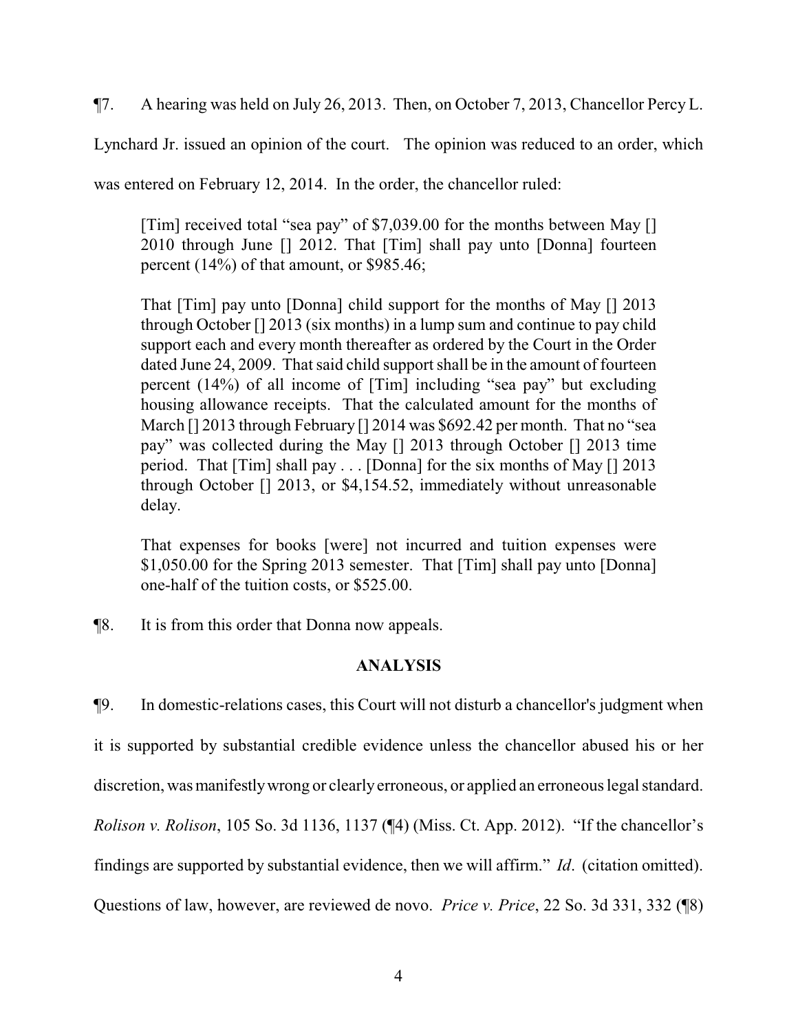¶7. A hearing was held on July 26, 2013. Then, on October 7, 2013, Chancellor Percy L. Lynchard Jr. issued an opinion of the court. The opinion was reduced to an order, which was entered on February 12, 2014. In the order, the chancellor ruled:

> [Tim] received total "sea pay" of $7,039.00 for the months between May [] 2010 through June [] 2012. That [Tim] shall pay unto [Donna] fourteen percent (14%) of that amount, or $985.46;
>
> That [Tim] pay unto [Donna] child support for the months of May [] 2013 through October [] 2013 (six months) in a lump sum and continue to pay child support each and every month thereafter as ordered by the Court in the Order dated June 24, 2009. That said child support shall be in the amount of fourteen percent (14%) of all income of [Tim] including "sea pay" but excluding housing allowance receipts. That the calculated amount for the months of March [] 2013 through February [] 2014 was $692.42 per month. That no "sea pay" was collected during the May [] 2013 through October [] 2013 time period. That [Tim] shall pay . . . [Donna] for the six months of May [] 2013 through October [] 2013, or $4,154.52, immediately without unreasonable delay.
>
> That expenses for books [were] not incurred and tuition expenses were $1,050.00 for the Spring 2013 semester. That [Tim] shall pay unto [Donna] one-half of the tuition costs, or $525.00.

¶8. It is from this order that Donna now appeals.

## ANALYSIS

¶9. In domestic-relations cases, this Court will not disturb a chancellor's judgment when it is supported by substantial credible evidence unless the chancellor abused his or her discretion, was manifestly wrong or clearly erroneous, or applied an erroneous legal standard. *Rolison v. Rolison*, 105 So. 3d 1136, 1137 (¶4) (Miss. Ct. App. 2012). "If the chancellor's findings are supported by substantial evidence, then we will affirm." *Id*. (citation omitted). Questions of law, however, are reviewed de novo. *Price v. Price*, 22 So. 3d 331, 332 (¶8)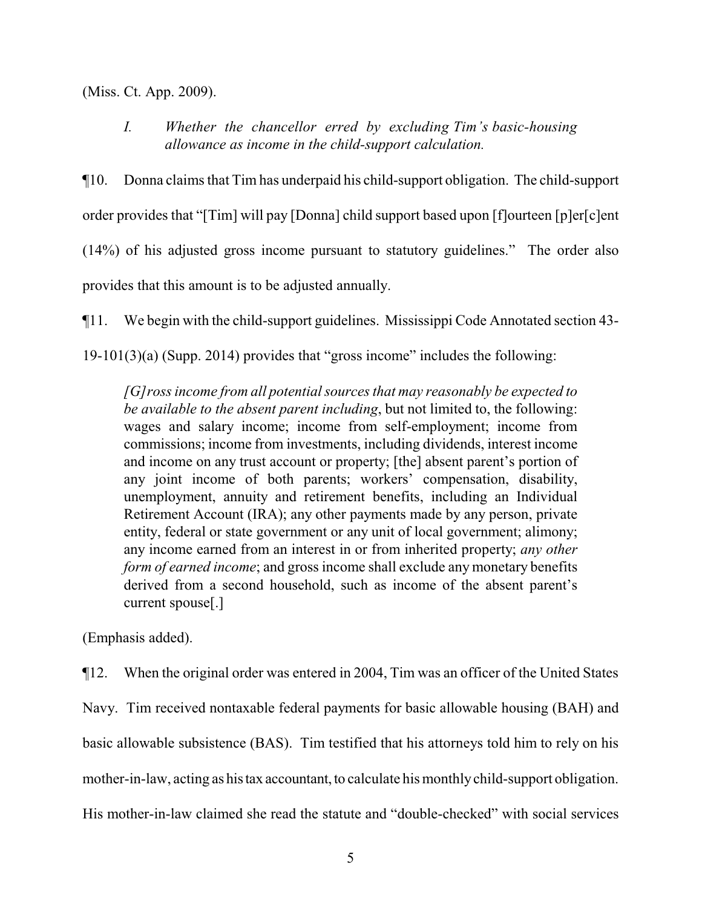(Miss. Ct. App. 2009).

> *I. Whether the chancellor erred by excluding Tim's basic-housing allowance as income in the child-support calculation.*

¶10. Donna claims that Tim has underpaid his child-support obligation. The child-support order provides that "[Tim] will pay [Donna] child support based upon [f]ourteen [p]er[c]ent (14%) of his adjusted gross income pursuant to statutory guidelines." The order also provides that this amount is to be adjusted annually.

¶11. We begin with the child-support guidelines. Mississippi Code Annotated section 43-19-101(3)(a) (Supp. 2014) provides that "gross income" includes the following:

> *[G]ross income from all potential sources that may reasonably be expected to be available to the absent parent including*, but not limited to, the following: wages and salary income; income from self-employment; income from commissions; income from investments, including dividends, interest income and income on any trust account or property; [the] absent parent's portion of any joint income of both parents; workers' compensation, disability, unemployment, annuity and retirement benefits, including an Individual Retirement Account (IRA); any other payments made by any person, private entity, federal or state government or any unit of local government; alimony; any income earned from an interest in or from inherited property; *any other form of earned income*; and gross income shall exclude any monetary benefits derived from a second household, such as income of the absent parent's current spouse[.]

(Emphasis added).

¶12. When the original order was entered in 2004, Tim was an officer of the United States Navy. Tim received nontaxable federal payments for basic allowable housing (BAH) and basic allowable subsistence (BAS). Tim testified that his attorneys told him to rely on his mother-in-law, acting as his tax accountant, to calculate his monthly child-support obligation. His mother-in-law claimed she read the statute and "double-checked" with social services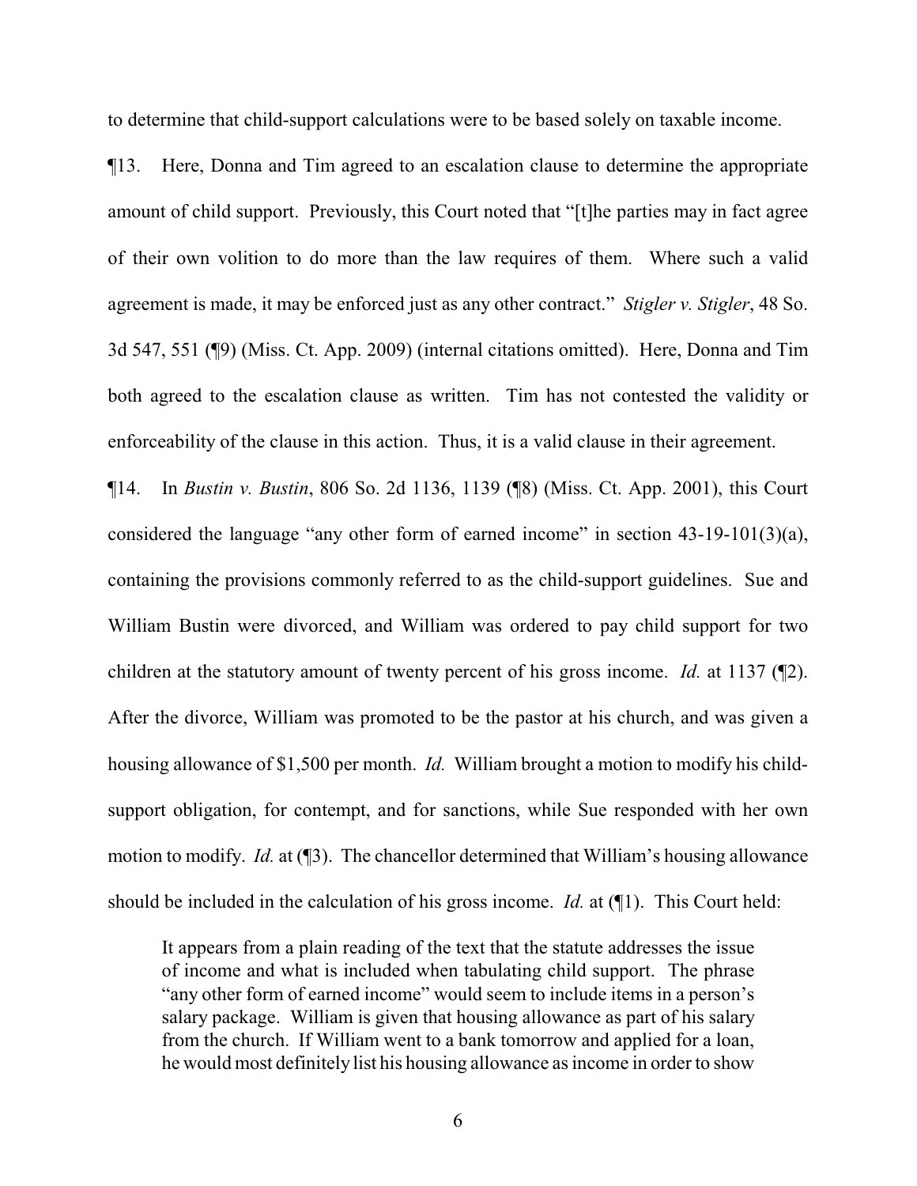to determine that child-support calculations were to be based solely on taxable income.

¶13. Here, Donna and Tim agreed to an escalation clause to determine the appropriate amount of child support. Previously, this Court noted that "[t]he parties may in fact agree of their own volition to do more than the law requires of them. Where such a valid agreement is made, it may be enforced just as any other contract." *Stigler v. Stigler*, 48 So. 3d 547, 551 (¶9) (Miss. Ct. App. 2009) (internal citations omitted). Here, Donna and Tim both agreed to the escalation clause as written. Tim has not contested the validity or enforceability of the clause in this action. Thus, it is a valid clause in their agreement.

¶14. In *Bustin v. Bustin*, 806 So. 2d 1136, 1139 (¶8) (Miss. Ct. App. 2001), this Court considered the language "any other form of earned income" in section 43-19-101(3)(a), containing the provisions commonly referred to as the child-support guidelines. Sue and William Bustin were divorced, and William was ordered to pay child support for two children at the statutory amount of twenty percent of his gross income. *Id.* at 1137 (¶2). After the divorce, William was promoted to be the pastor at his church, and was given a housing allowance of $1,500 per month. *Id.* William brought a motion to modify his child-support obligation, for contempt, and for sanctions, while Sue responded with her own motion to modify. *Id.* at (¶3). The chancellor determined that William's housing allowance should be included in the calculation of his gross income. *Id.* at (¶1). This Court held:

> It appears from a plain reading of the text that the statute addresses the issue of income and what is included when tabulating child support. The phrase "any other form of earned income" would seem to include items in a person's salary package. William is given that housing allowance as part of his salary from the church. If William went to a bank tomorrow and applied for a loan, he would most definitely list his housing allowance as income in order to show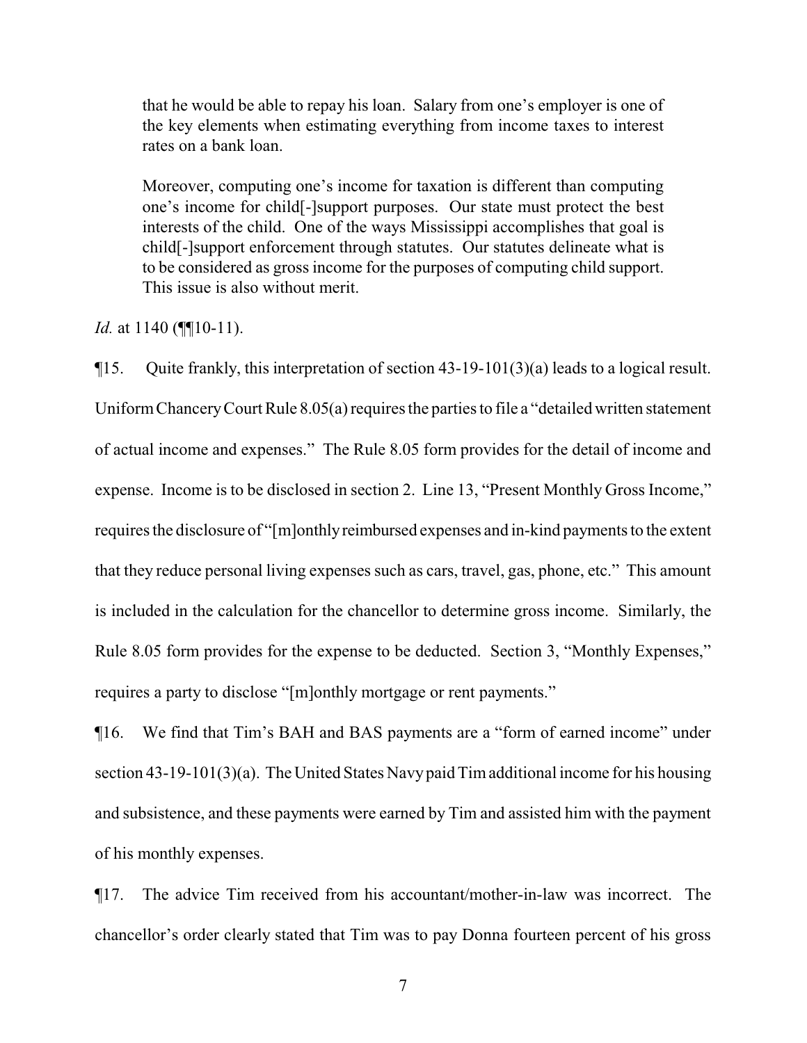> that he would be able to repay his loan. Salary from one's employer is one of the key elements when estimating everything from income taxes to interest rates on a bank loan.
>
> Moreover, computing one's income for taxation is different than computing one's income for child[-]support purposes. Our state must protect the best interests of the child. One of the ways Mississippi accomplishes that goal is child[-]support enforcement through statutes. Our statutes delineate what is to be considered as gross income for the purposes of computing child support. This issue is also without merit.

*Id.* at 1140 (¶¶10-11).

¶15. Quite frankly, this interpretation of section 43-19-101(3)(a) leads to a logical result. Uniform Chancery Court Rule 8.05(a) requires the parties to file a "detailed written statement of actual income and expenses." The Rule 8.05 form provides for the detail of income and expense. Income is to be disclosed in section 2. Line 13, "Present Monthly Gross Income," requires the disclosure of "[m]onthly reimbursed expenses and in-kind payments to the extent that they reduce personal living expenses such as cars, travel, gas, phone, etc." This amount is included in the calculation for the chancellor to determine gross income. Similarly, the Rule 8.05 form provides for the expense to be deducted. Section 3, "Monthly Expenses," requires a party to disclose "[m]onthly mortgage or rent payments."

¶16. We find that Tim's BAH and BAS payments are a "form of earned income" under section 43-19-101(3)(a). The United States Navy paid Tim additional income for his housing and subsistence, and these payments were earned by Tim and assisted him with the payment of his monthly expenses.

¶17. The advice Tim received from his accountant/mother-in-law was incorrect. The chancellor's order clearly stated that Tim was to pay Donna fourteen percent of his gross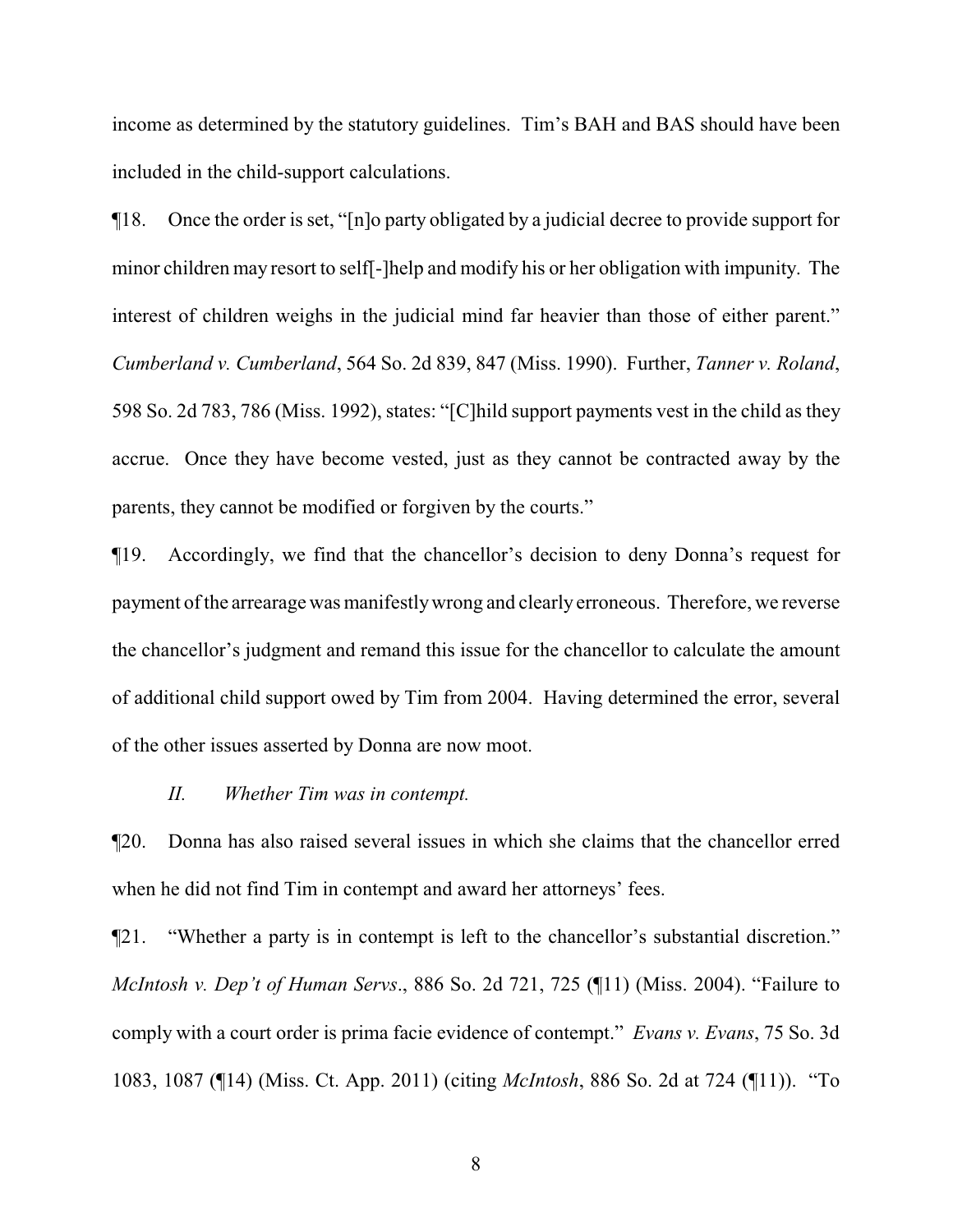income as determined by the statutory guidelines. Tim's BAH and BAS should have been included in the child-support calculations.

¶18. Once the order is set, "[n]o party obligated by a judicial decree to provide support for minor children may resort to self[-]help and modify his or her obligation with impunity. The interest of children weighs in the judicial mind far heavier than those of either parent." *Cumberland v. Cumberland*, 564 So. 2d 839, 847 (Miss. 1990). Further, *Tanner v. Roland*, 598 So. 2d 783, 786 (Miss. 1992), states: "[C]hild support payments vest in the child as they accrue. Once they have become vested, just as they cannot be contracted away by the parents, they cannot be modified or forgiven by the courts."

¶19. Accordingly, we find that the chancellor's decision to deny Donna's request for payment of the arrearage was manifestly wrong and clearly erroneous. Therefore, we reverse the chancellor's judgment and remand this issue for the chancellor to calculate the amount of additional child support owed by Tim from 2004. Having determined the error, several of the other issues asserted by Donna are now moot.

*II. Whether Tim was in contempt.*

¶20. Donna has also raised several issues in which she claims that the chancellor erred when he did not find Tim in contempt and award her attorneys' fees.

¶21. "Whether a party is in contempt is left to the chancellor's substantial discretion." *McIntosh v. Dep't of Human Servs*., 886 So. 2d 721, 725 (¶11) (Miss. 2004). "Failure to comply with a court order is prima facie evidence of contempt." *Evans v. Evans*, 75 So. 3d 1083, 1087 (¶14) (Miss. Ct. App. 2011) (citing *McIntosh*, 886 So. 2d at 724 (¶11)). "To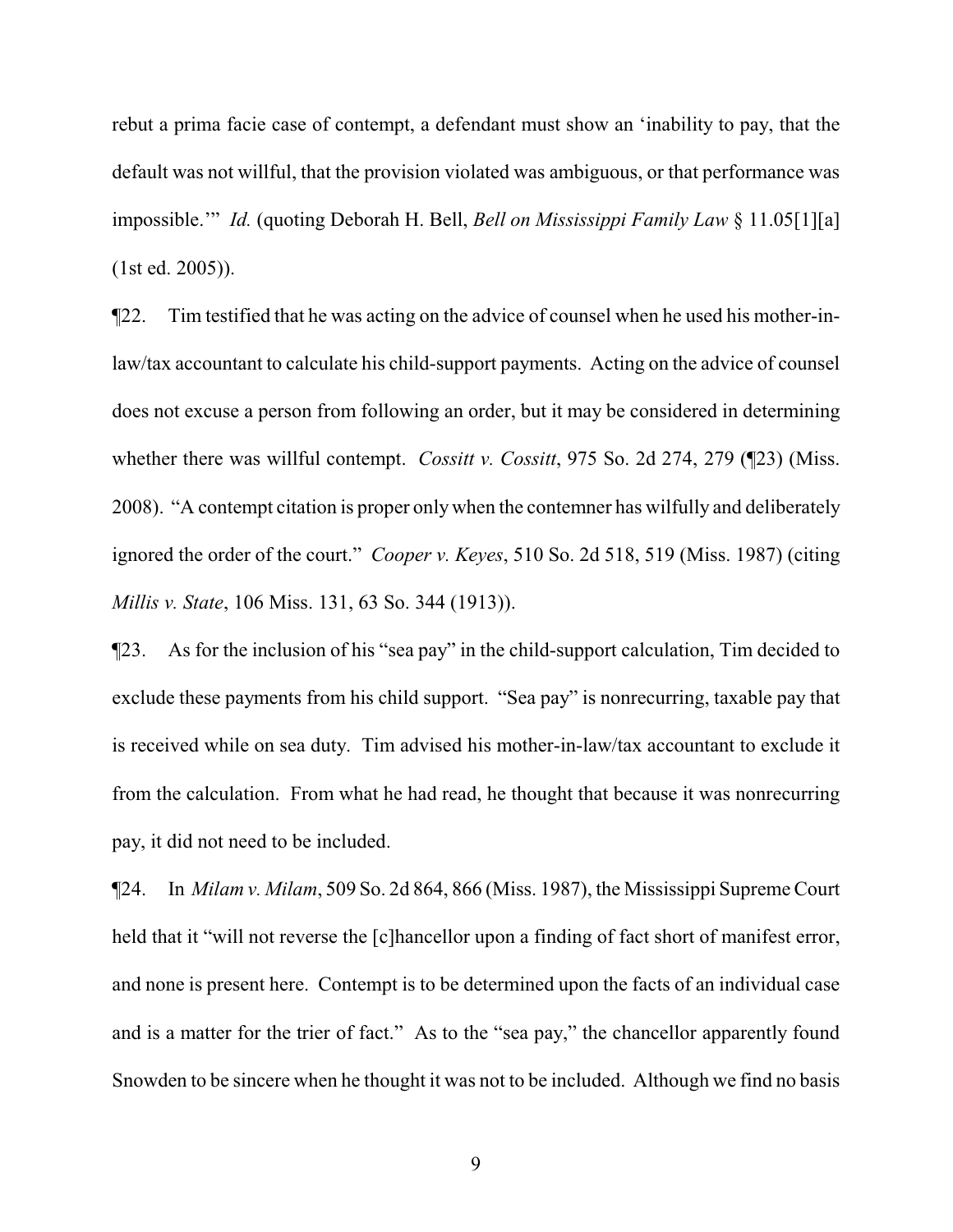rebut a prima facie case of contempt, a defendant must show an 'inability to pay, that the default was not willful, that the provision violated was ambiguous, or that performance was impossible.'" *Id.* (quoting Deborah H. Bell, *Bell on Mississippi Family Law* § 11.05[1][a] (1st ed. 2005)).

¶22. Tim testified that he was acting on the advice of counsel when he used his mother-in-law/tax accountant to calculate his child-support payments. Acting on the advice of counsel does not excuse a person from following an order, but it may be considered in determining whether there was willful contempt. *Cossitt v. Cossitt*, 975 So. 2d 274, 279 (¶23) (Miss. 2008). "A contempt citation is proper only when the contemner has wilfully and deliberately ignored the order of the court." *Cooper v. Keyes*, 510 So. 2d 518, 519 (Miss. 1987) (citing *Millis v. State*, 106 Miss. 131, 63 So. 344 (1913)).

¶23. As for the inclusion of his "sea pay" in the child-support calculation, Tim decided to exclude these payments from his child support. "Sea pay" is nonrecurring, taxable pay that is received while on sea duty. Tim advised his mother-in-law/tax accountant to exclude it from the calculation. From what he had read, he thought that because it was nonrecurring pay, it did not need to be included.

¶24. In *Milam v. Milam*, 509 So. 2d 864, 866 (Miss. 1987), the Mississippi Supreme Court held that it "will not reverse the [c]hancellor upon a finding of fact short of manifest error, and none is present here. Contempt is to be determined upon the facts of an individual case and is a matter for the trier of fact." As to the "sea pay," the chancellor apparently found Snowden to be sincere when he thought it was not to be included. Although we find no basis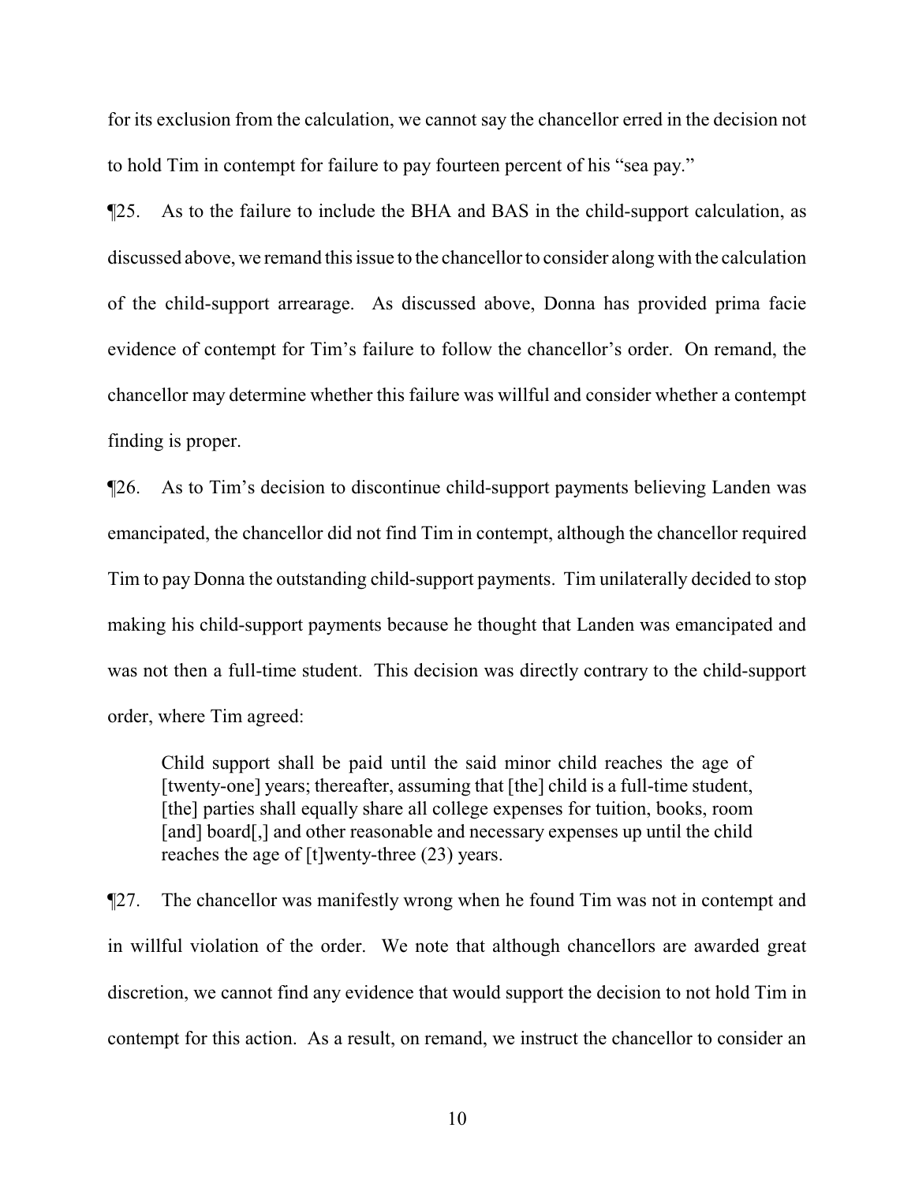for its exclusion from the calculation, we cannot say the chancellor erred in the decision not to hold Tim in contempt for failure to pay fourteen percent of his "sea pay."

¶25. As to the failure to include the BHA and BAS in the child-support calculation, as discussed above, we remand this issue to the chancellor to consider along with the calculation of the child-support arrearage. As discussed above, Donna has provided prima facie evidence of contempt for Tim's failure to follow the chancellor's order. On remand, the chancellor may determine whether this failure was willful and consider whether a contempt finding is proper.

¶26. As to Tim's decision to discontinue child-support payments believing Landen was emancipated, the chancellor did not find Tim in contempt, although the chancellor required Tim to pay Donna the outstanding child-support payments. Tim unilaterally decided to stop making his child-support payments because he thought that Landen was emancipated and was not then a full-time student. This decision was directly contrary to the child-support order, where Tim agreed:

> Child support shall be paid until the said minor child reaches the age of [twenty-one] years; thereafter, assuming that [the] child is a full-time student, [the] parties shall equally share all college expenses for tuition, books, room [and] board[,] and other reasonable and necessary expenses up until the child reaches the age of [t]wenty-three (23) years.

¶27. The chancellor was manifestly wrong when he found Tim was not in contempt and in willful violation of the order. We note that although chancellors are awarded great discretion, we cannot find any evidence that would support the decision to not hold Tim in contempt for this action. As a result, on remand, we instruct the chancellor to consider an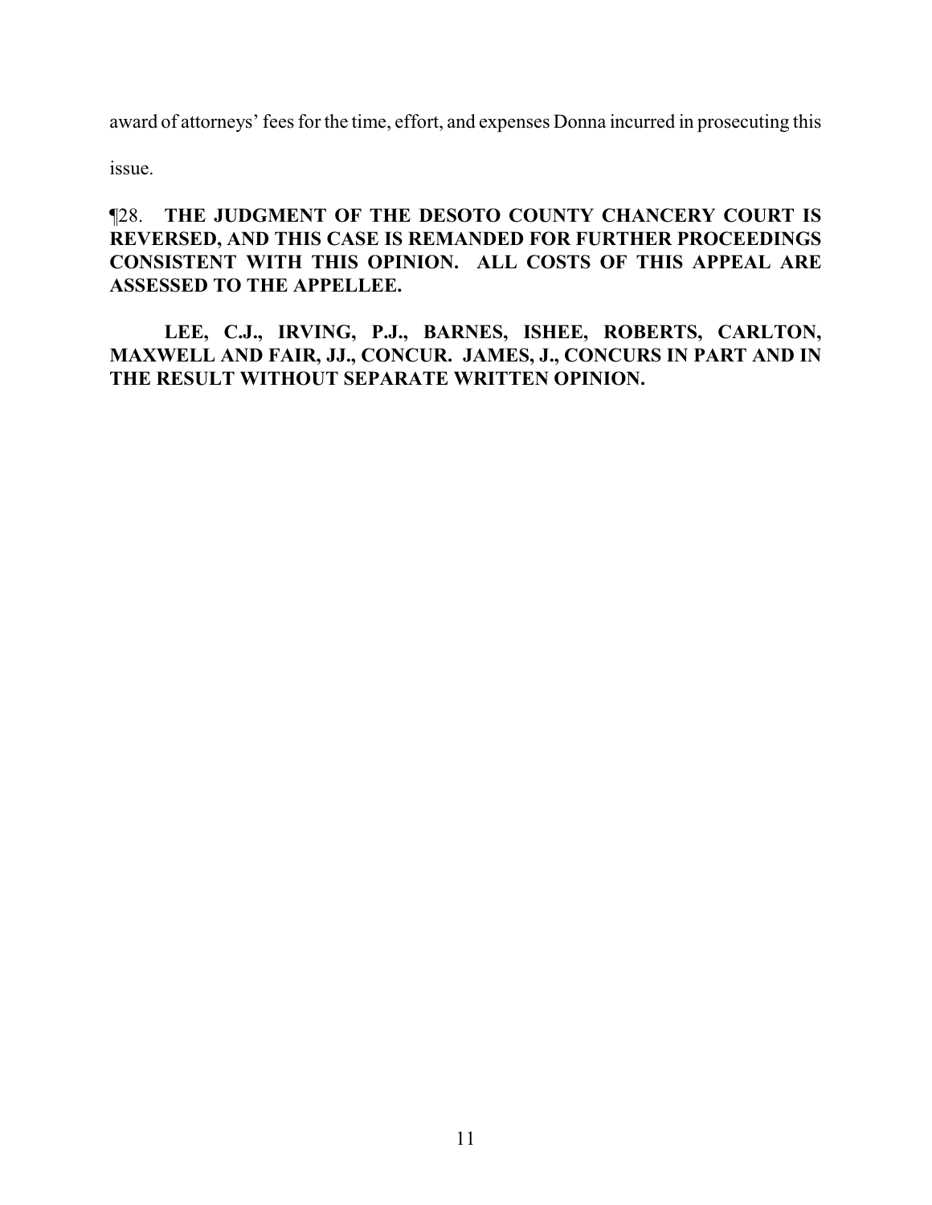award of attorneys' fees for the time, effort, and expenses Donna incurred in prosecuting this issue.

¶28. **THE JUDGMENT OF THE DESOTO COUNTY CHANCERY COURT IS REVERSED, AND THIS CASE IS REMANDED FOR FURTHER PROCEEDINGS CONSISTENT WITH THIS OPINION. ALL COSTS OF THIS APPEAL ARE ASSESSED TO THE APPELLEE.**

**LEE, C.J., IRVING, P.J., BARNES, ISHEE, ROBERTS, CARLTON, MAXWELL AND FAIR, JJ., CONCUR. JAMES, J., CONCURS IN PART AND IN THE RESULT WITHOUT SEPARATE WRITTEN OPINION.**